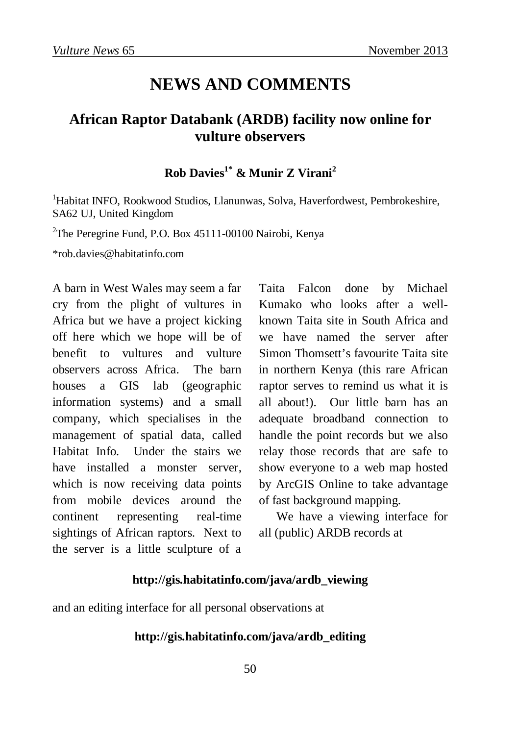# NEWS AND COMMENTS

## African Raptor Databank (ARDB) facility now online for vulture observers

**Rob Davies[1*] & Munir Z Virani[2]**

[1]Habitat INFO, Rookwood Studios, Llanunwas, Solva, Haverfordwest, Pembrokeshire, SA62 UJ, United Kingdom

[2]The Peregrine Fund, P.O. Box 45111-00100 Nairobi, Kenya

*rob.davies@habitatinfo.com

A barn in West Wales may seem a far cry from the plight of vultures in Africa but we have a project kicking off here which we hope will be of benefit to vultures and vulture observers across Africa. The barn houses a GIS lab (geographic information systems) and a small company, which specialises in the management of spatial data, called Habitat Info. Under the stairs we have installed a monster server, which is now receiving data points from mobile devices around the continent representing real-time sightings of African raptors. Next to the server is a little sculpture of a Taita Falcon done by Michael Kumako who looks after a well-known Taita site in South Africa and we have named the server after Simon Thomsett's favourite Taita site in northern Kenya (this rare African raptor serves to remind us what it is all about!). Our little barn has an adequate broadband connection to handle the point records but we also relay those records that are safe to show everyone to a web map hosted by ArcGIS Online to take advantage of fast background mapping.

We have a viewing interface for all (public) ARDB records at

**http://gis.habitatinfo.com/java/ardb_viewing**

and an editing interface for all personal observations at

**http://gis.habitatinfo.com/java/ardb_editing**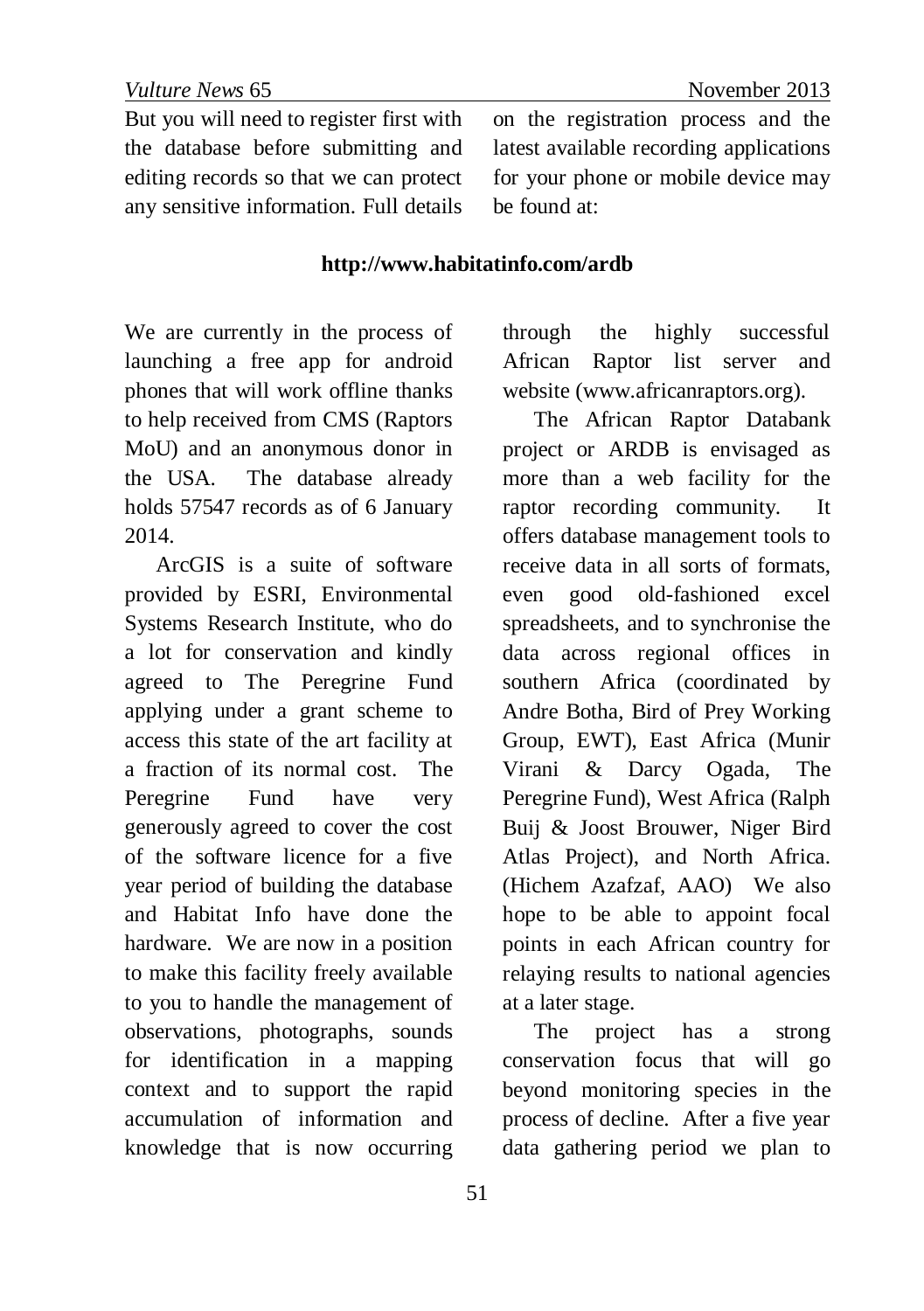But you will need to register first with the database before submitting and editing records so that we can protect any sensitive information. Full details on the registration process and the latest available recording applications for your phone or mobile device may be found at:

**http://www.habitatinfo.com/ardb**

We are currently in the process of launching a free app for android phones that will work offline thanks to help received from CMS (Raptors MoU) and an anonymous donor in the USA. The database already holds 57547 records as of 6 January 2014.

ArcGIS is a suite of software provided by ESRI, Environmental Systems Research Institute, who do a lot for conservation and kindly agreed to The Peregrine Fund applying under a grant scheme to access this state of the art facility at a fraction of its normal cost. The Peregrine Fund have very generously agreed to cover the cost of the software licence for a five year period of building the database and Habitat Info have done the hardware. We are now in a position to make this facility freely available to you to handle the management of observations, photographs, sounds for identification in a mapping context and to support the rapid accumulation of information and knowledge that is now occurring through the highly successful African Raptor list server and website (www.africanraptors.org).

The African Raptor Databank project or ARDB is envisaged as more than a web facility for the raptor recording community. It offers database management tools to receive data in all sorts of formats, even good old-fashioned excel spreadsheets, and to synchronise the data across regional offices in southern Africa (coordinated by Andre Botha, Bird of Prey Working Group, EWT), East Africa (Munir Virani & Darcy Ogada, The Peregrine Fund), West Africa (Ralph Buij & Joost Brouwer, Niger Bird Atlas Project), and North Africa. (Hichem Azafzaf, AAO) We also hope to be able to appoint focal points in each African country for relaying results to national agencies at a later stage.

The project has a strong conservation focus that will go beyond monitoring species in the process of decline. After a five year data gathering period we plan to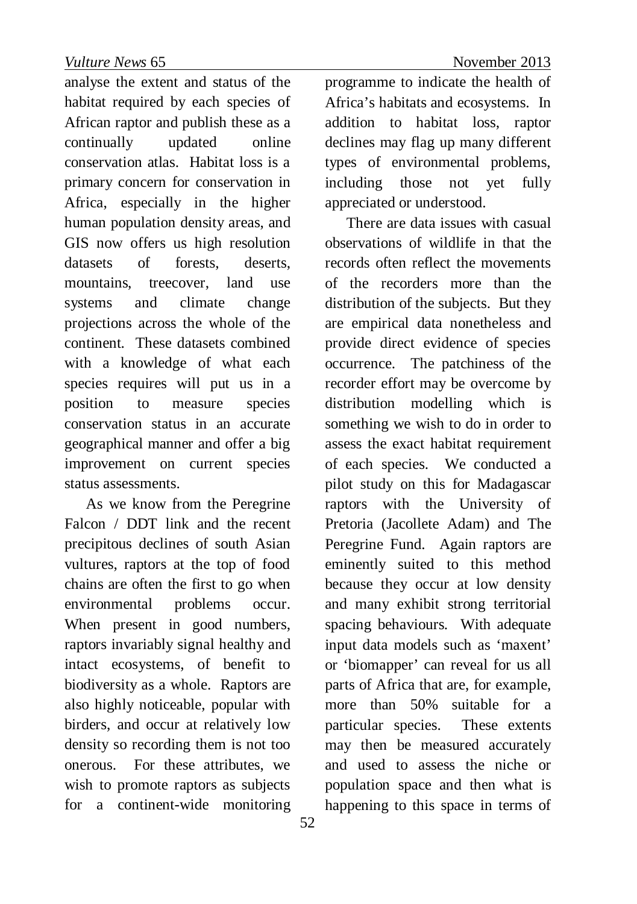analyse the extent and status of the habitat required by each species of African raptor and publish these as a continually updated online conservation atlas. Habitat loss is a primary concern for conservation in Africa, especially in the higher human population density areas, and GIS now offers us high resolution datasets of forests, deserts, mountains, treecover, land use systems and climate change projections across the whole of the continent. These datasets combined with a knowledge of what each species requires will put us in a position to measure species conservation status in an accurate geographical manner and offer a big improvement on current species status assessments.

As we know from the Peregrine Falcon / DDT link and the recent precipitous declines of south Asian vultures, raptors at the top of food chains are often the first to go when environmental problems occur. When present in good numbers, raptors invariably signal healthy and intact ecosystems, of benefit to biodiversity as a whole. Raptors are also highly noticeable, popular with birders, and occur at relatively low density so recording them is not too onerous. For these attributes, we wish to promote raptors as subjects for a continent-wide monitoring programme to indicate the health of Africa's habitats and ecosystems. In addition to habitat loss, raptor declines may flag up many different types of environmental problems, including those not yet fully appreciated or understood.

There are data issues with casual observations of wildlife in that the records often reflect the movements of the recorders more than the distribution of the subjects. But they are empirical data nonetheless and provide direct evidence of species occurrence. The patchiness of the recorder effort may be overcome by distribution modelling which is something we wish to do in order to assess the exact habitat requirement of each species. We conducted a pilot study on this for Madagascar raptors with the University of Pretoria (Jacollete Adam) and The Peregrine Fund. Again raptors are eminently suited to this method because they occur at low density and many exhibit strong territorial spacing behaviours. With adequate input data models such as 'maxent' or 'biomapper' can reveal for us all parts of Africa that are, for example, more than 50% suitable for a particular species. These extents may then be measured accurately and used to assess the niche or population space and then what is happening to this space in terms of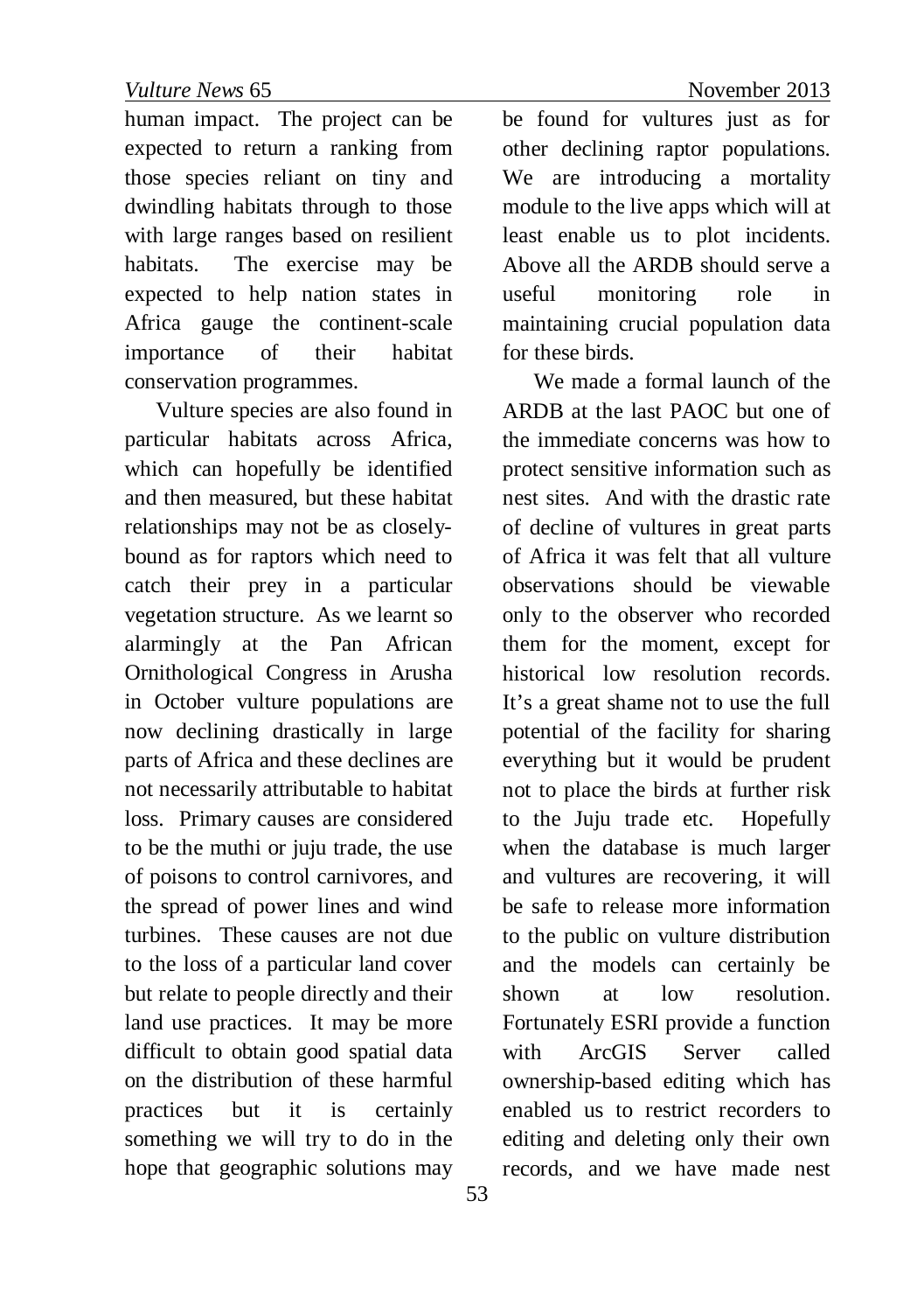human impact. The project can be expected to return a ranking from those species reliant on tiny and dwindling habitats through to those with large ranges based on resilient habitats. The exercise may be expected to help nation states in Africa gauge the continent-scale importance of their habitat conservation programmes.

Vulture species are also found in particular habitats across Africa, which can hopefully be identified and then measured, but these habitat relationships may not be as closely-bound as for raptors which need to catch their prey in a particular vegetation structure. As we learnt so alarmingly at the Pan African Ornithological Congress in Arusha in October vulture populations are now declining drastically in large parts of Africa and these declines are not necessarily attributable to habitat loss. Primary causes are considered to be the muthi or juju trade, the use of poisons to control carnivores, and the spread of power lines and wind turbines. These causes are not due to the loss of a particular land cover but relate to people directly and their land use practices. It may be more difficult to obtain good spatial data on the distribution of these harmful practices but it is certainly something we will try to do in the hope that geographic solutions may be found for vultures just as for other declining raptor populations. We are introducing a mortality module to the live apps which will at least enable us to plot incidents. Above all the ARDB should serve a useful monitoring role in maintaining crucial population data for these birds.

We made a formal launch of the ARDB at the last PAOC but one of the immediate concerns was how to protect sensitive information such as nest sites. And with the drastic rate of decline of vultures in great parts of Africa it was felt that all vulture observations should be viewable only to the observer who recorded them for the moment, except for historical low resolution records. It's a great shame not to use the full potential of the facility for sharing everything but it would be prudent not to place the birds at further risk to the Juju trade etc. Hopefully when the database is much larger and vultures are recovering, it will be safe to release more information to the public on vulture distribution and the models can certainly be shown at low resolution. Fortunately ESRI provide a function with ArcGIS Server called ownership-based editing which has enabled us to restrict recorders to editing and deleting only their own records, and we have made nest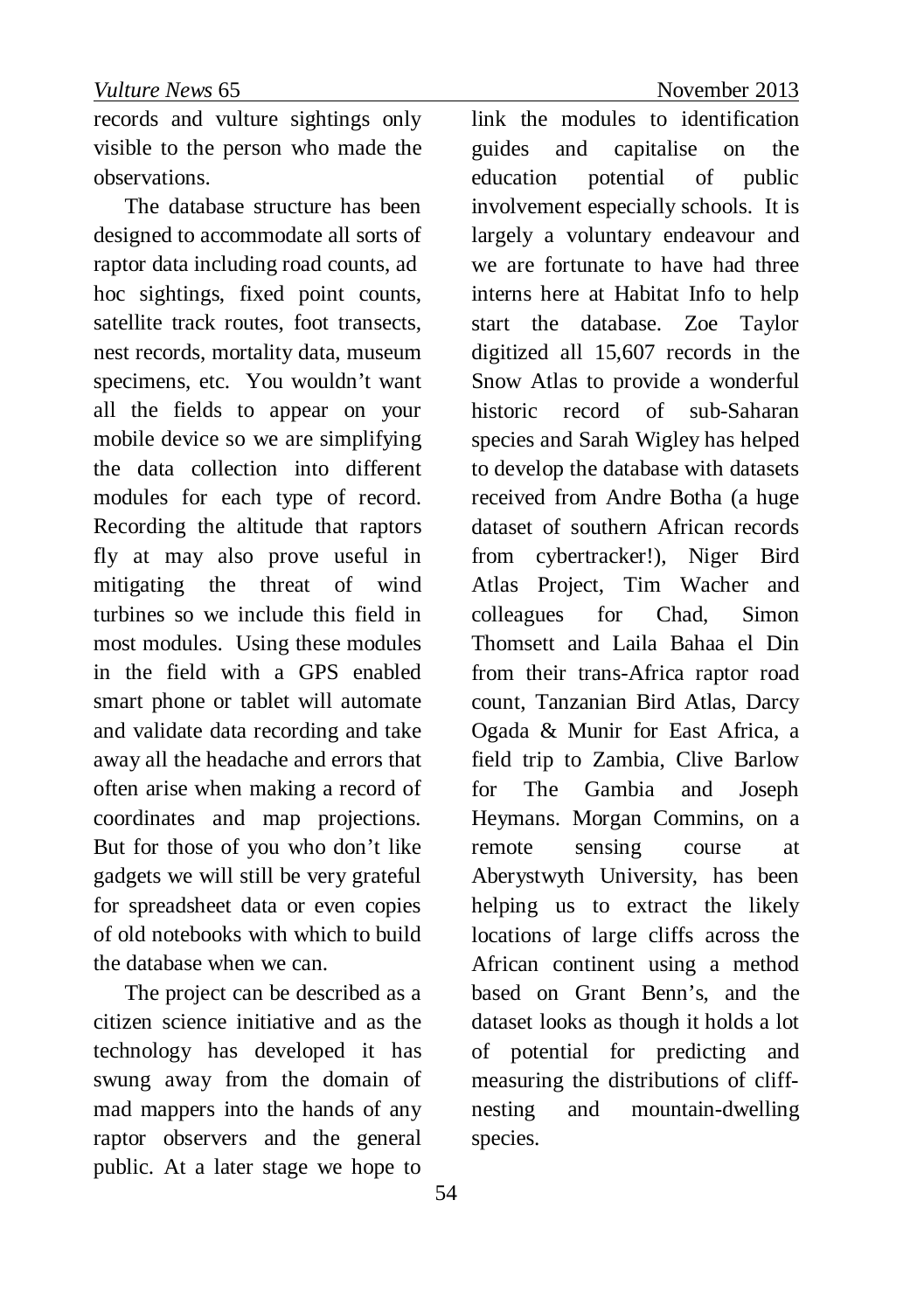records and vulture sightings only visible to the person who made the observations.

The database structure has been designed to accommodate all sorts of raptor data including road counts, ad hoc sightings, fixed point counts, satellite track routes, foot transects, nest records, mortality data, museum specimens, etc. You wouldn't want all the fields to appear on your mobile device so we are simplifying the data collection into different modules for each type of record. Recording the altitude that raptors fly at may also prove useful in mitigating the threat of wind turbines so we include this field in most modules. Using these modules in the field with a GPS enabled smart phone or tablet will automate and validate data recording and take away all the headache and errors that often arise when making a record of coordinates and map projections. But for those of you who don't like gadgets we will still be very grateful for spreadsheet data or even copies of old notebooks with which to build the database when we can.

The project can be described as a citizen science initiative and as the technology has developed it has swung away from the domain of mad mappers into the hands of any raptor observers and the general public. At a later stage we hope to link the modules to identification guides and capitalise on the education potential of public involvement especially schools. It is largely a voluntary endeavour and we are fortunate to have had three interns here at Habitat Info to help start the database. Zoe Taylor digitized all 15,607 records in the Snow Atlas to provide a wonderful historic record of sub-Saharan species and Sarah Wigley has helped to develop the database with datasets received from Andre Botha (a huge dataset of southern African records from cybertracker!), Niger Bird Atlas Project, Tim Wacher and colleagues for Chad, Simon Thomsett and Laila Bahaa el Din from their trans-Africa raptor road count, Tanzanian Bird Atlas, Darcy Ogada & Munir for East Africa, a field trip to Zambia, Clive Barlow for The Gambia and Joseph Heymans. Morgan Commins, on a remote sensing course at Aberystwyth University, has been helping us to extract the likely locations of large cliffs across the African continent using a method based on Grant Benn's, and the dataset looks as though it holds a lot of potential for predicting and measuring the distributions of cliff-nesting and mountain-dwelling species.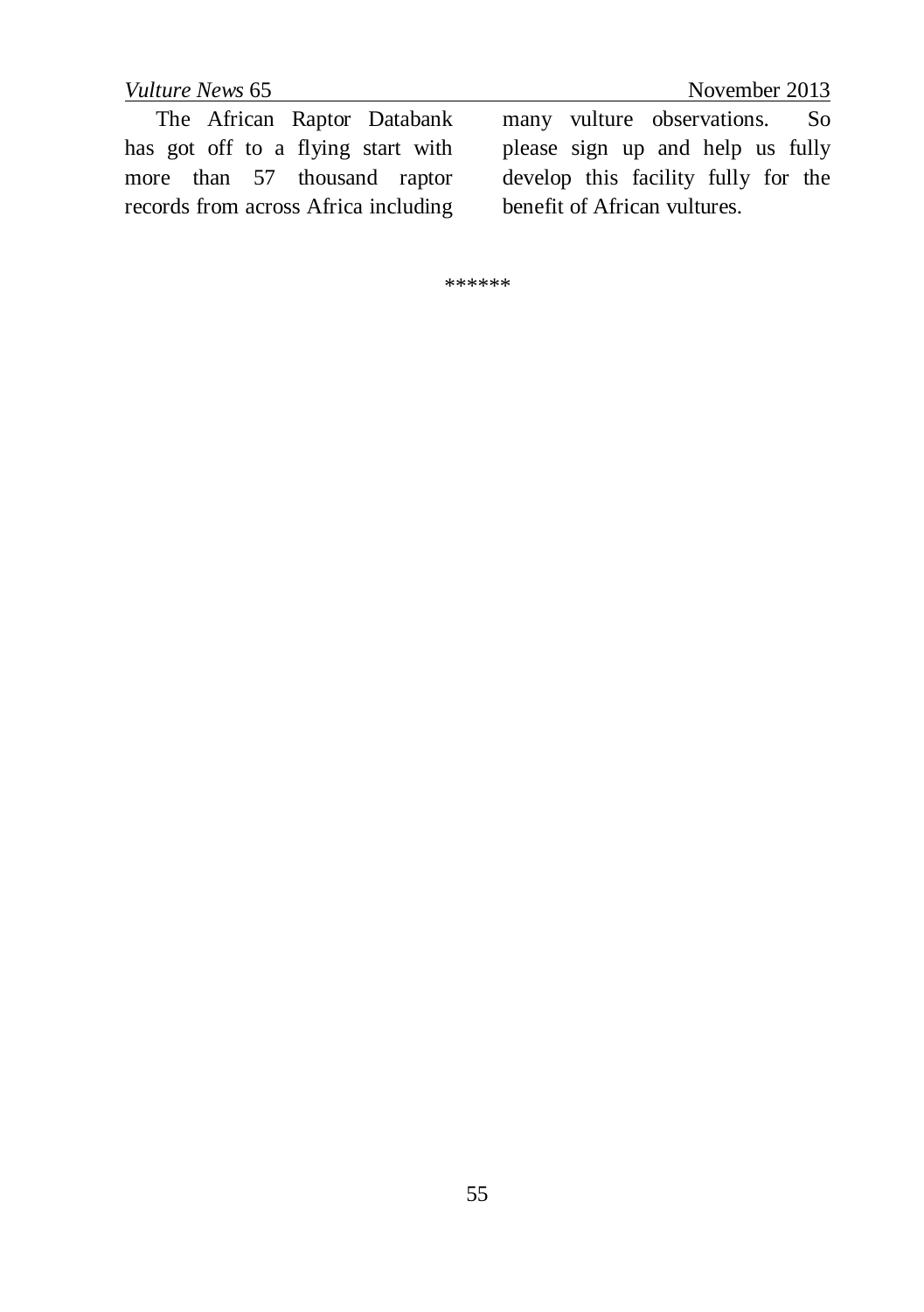The African Raptor Databank has got off to a flying start with more than 57 thousand raptor records from across Africa including many vulture observations. So please sign up and help us fully develop this facility fully for the benefit of African vultures.

******